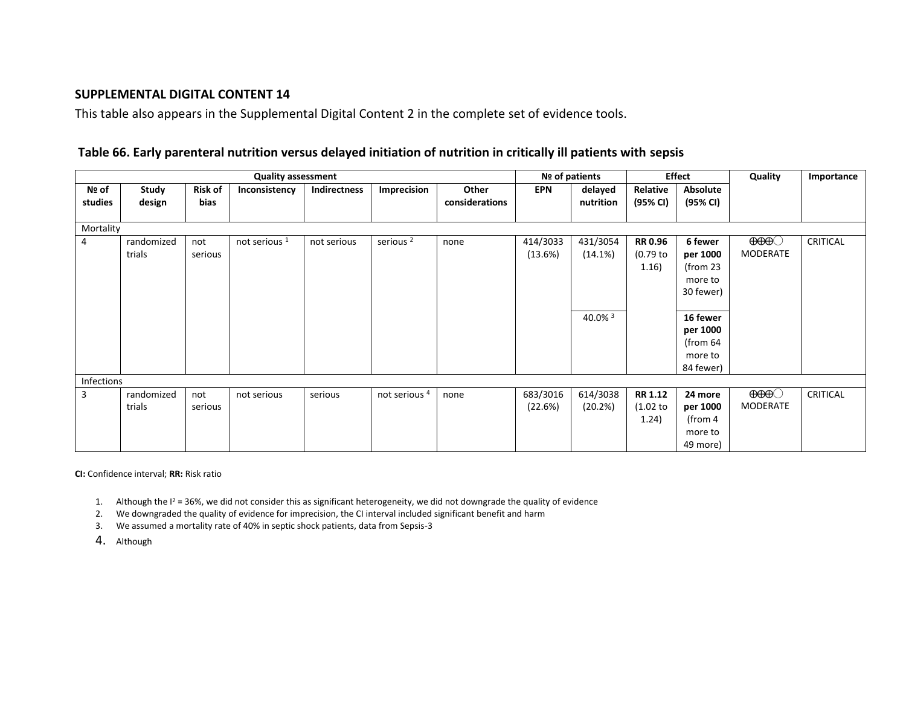## SUPPLEMENTAL DIGITAL CONTENT 14

This table also appears in the Supplemental Digital Content 2 in the complete set of evidence tools.

### Table 66. Early parenteral nutrition versus delayed initiation of nutrition in critically ill patients with sepsis

| Quality assessment | | | | | | | № of patients | | Effect | | Quality | Importance |
|---|---|---|---|---|---|---|---|---|---|---|---|---|
| № of studies | Study design | Risk of bias | Inconsistency | Indirectness | Imprecision | Other considerations | EPN | delayed nutrition | Relative (95% CI) | Absolute (95% CI) | | |
| Mortality | | | | | | | | | | | | |
| 4 | randomized trials | not serious | not serious [1] | not serious | serious [2] | none | 414/3033 (13.6%) | 431/3054 (14.1%) | **RR 0.96** (0.79 to 1.16) | **6 fewer per 1000** (from 23 more to 30 fewer) | ⨁⨁⨁◯ MODERATE | CRITICAL |
| | | | | | | | | 40.0% [3] | | **16 fewer per 1000** (from 64 more to 84 fewer) | | |
| Infections | | | | | | | | | | | | |
| 3 | randomized trials | not serious | not serious | serious | not serious [4] | none | 683/3016 (22.6%) | 614/3038 (20.2%) | **RR 1.12** (1.02 to 1.24) | **24 more per 1000** (from 4 more to 49 more) | ⨁⨁⨁◯ MODERATE | CRITICAL |

**CI:** Confidence interval; **RR:** Risk ratio

1. Although the $I^2$ = 36%, we did not consider this as significant heterogeneity, we did not downgrade the quality of evidence
2. We downgraded the quality of evidence for imprecision, the CI interval included significant benefit and harm
3. We assumed a mortality rate of 40% in septic shock patients, data from Sepsis-3
4. Although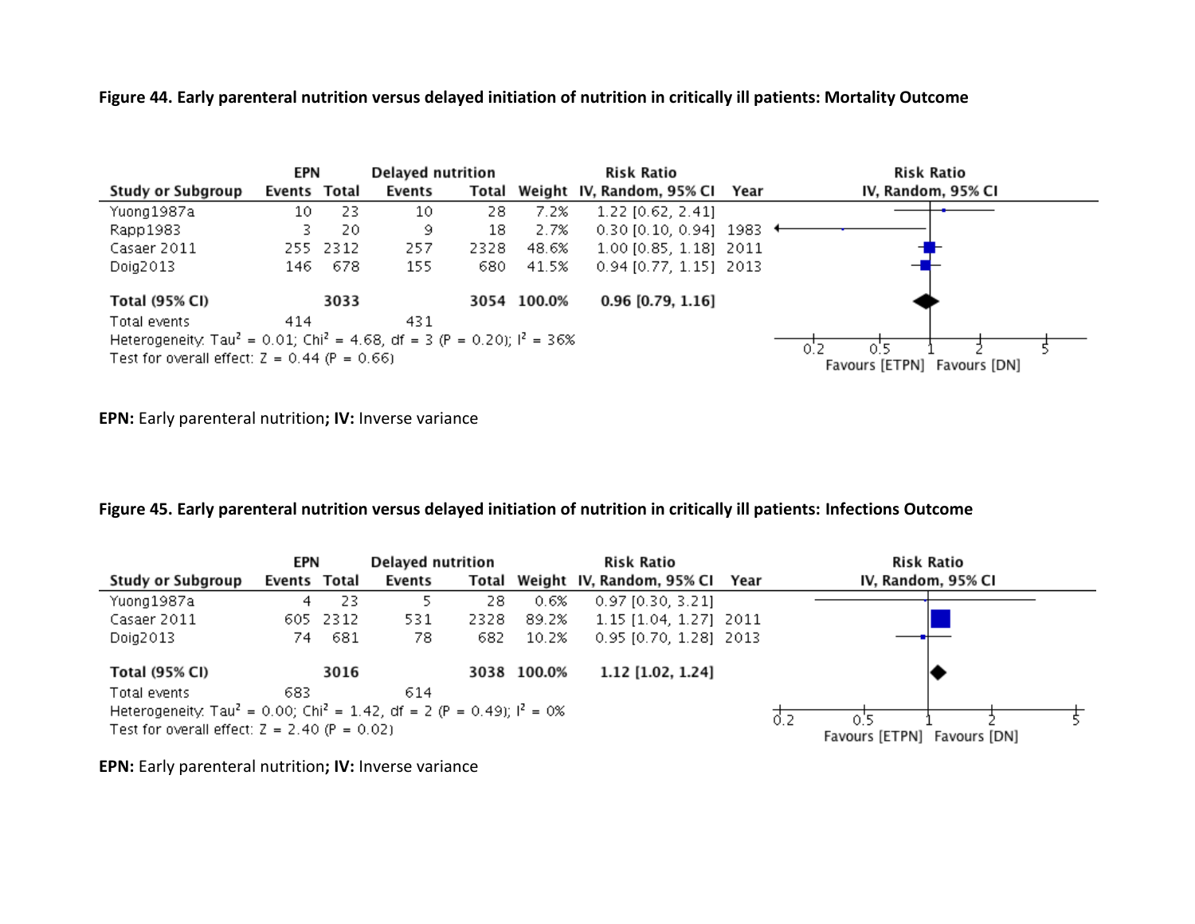**Figure 44. Early parenteral nutrition versus delayed initiation of nutrition in critically ill patients: Mortality Outcome**

| Study or Subgroup | EPN Events | EPN Total | Delayed nutrition Events | Delayed nutrition Total | Weight | Risk Ratio IV, Random, 95% CI | Year |
|---|---|---|---|---|---|---|---|
| Yuong1987a | 10 | 23 | 10 | 28 | 7.2% | 1.22 [0.62, 2.41] | |
| Rapp1983 | 3 | 20 | 9 | 18 | 2.7% | 0.30 [0.10, 0.94] | 1983 |
| Casaer 2011 | 255 | 2312 | 257 | 2328 | 48.6% | 1.00 [0.85, 1.18] | 2011 |
| Doig2013 | 146 | 678 | 155 | 680 | 41.5% | 0.94 [0.77, 1.15] | 2013 |
| **Total (95% CI)** | | **3033** | | **3054** | **100.0%** | **0.96 [0.79, 1.16]** | |
| Total events | 414 | | 431 | | | | |

Heterogeneity: $Tau^2 = 0.01$; $Chi^2 = 4.68$, df = 3 (P = 0.20); $I^2 = 36\%$

Test for overall effect: Z = 0.44 (P = 0.66)

Risk Ratio
IV, Random, 95% CI
0.2 0.5 1 2 5
Favours [ETPN] Favours [DN]

**EPN:** Early parenteral nutrition**; IV:** Inverse variance

**Figure 45. Early parenteral nutrition versus delayed initiation of nutrition in critically ill patients: Infections Outcome**

| Study or Subgroup | EPN Events | EPN Total | Delayed nutrition Events | Delayed nutrition Total | Weight | Risk Ratio IV, Random, 95% CI | Year |
|---|---|---|---|---|---|---|---|
| Yuong1987a | 4 | 23 | 5 | 28 | 0.6% | 0.97 [0.30, 3.21] | |
| Casaer 2011 | 605 | 2312 | 531 | 2328 | 89.2% | 1.15 [1.04, 1.27] | 2011 |
| Doig2013 | 74 | 681 | 78 | 682 | 10.2% | 0.95 [0.70, 1.28] | 2013 |
| **Total (95% CI)** | | **3016** | | **3038** | **100.0%** | **1.12 [1.02, 1.24]** | |
| Total events | 683 | | 614 | | | | |

Heterogeneity: $Tau^2 = 0.00$; $Chi^2 = 1.42$, df = 2 (P = 0.49); $I^2 = 0\%$

Test for overall effect: Z = 2.40 (P = 0.02)

Risk Ratio
IV, Random, 95% CI
0.2 0.5 1 2 5
Favours [ETPN] Favours [DN]

**EPN:** Early parenteral nutrition**; IV:** Inverse variance